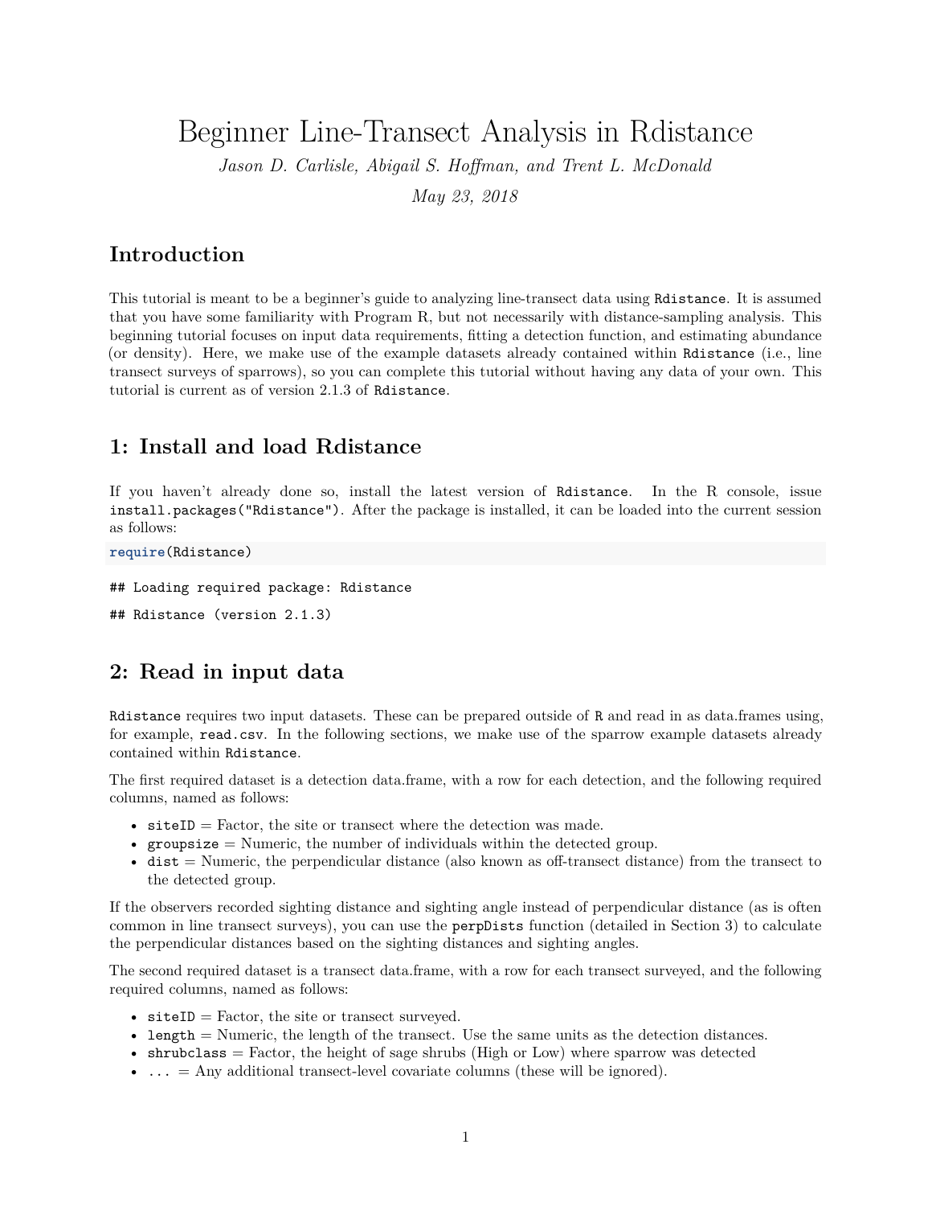# Beginner Line-Transect Analysis in Rdistance

*Jason D. Carlisle, Abigail S. Hoffman, and Trent L. McDonald*

*May 23, 2018*

## Introduction

This tutorial is meant to be a beginner's guide to analyzing line-transect data using `Rdistance`. It is assumed that you have some familiarity with Program R, but not necessarily with distance-sampling analysis. This beginning tutorial focuses on input data requirements, fitting a detection function, and estimating abundance (or density). Here, we make use of the example datasets already contained within `Rdistance` (i.e., line transect surveys of sparrows), so you can complete this tutorial without having any data of your own. This tutorial is current as of version 2.1.3 of `Rdistance`.

## 1: Install and load Rdistance

If you haven't already done so, install the latest version of `Rdistance`. In the R console, issue `install.packages("Rdistance")`. After the package is installed, it can be loaded into the current session as follows:

```
require(Rdistance)
```

```
## Loading required package: Rdistance
```

```
## Rdistance (version 2.1.3)
```

## 2: Read in input data

`Rdistance` requires two input datasets. These can be prepared outside of `R` and read in as data.frames using, for example, `read.csv`. In the following sections, we make use of the sparrow example datasets already contained within `Rdistance`.

The first required dataset is a detection data.frame, with a row for each detection, and the following required columns, named as follows:

- `siteID` = Factor, the site or transect where the detection was made.
- `groupsize` = Numeric, the number of individuals within the detected group.
- `dist` = Numeric, the perpendicular distance (also known as off-transect distance) from the transect to the detected group.

If the observers recorded sighting distance and sighting angle instead of perpendicular distance (as is often common in line transect surveys), you can use the `perpDists` function (detailed in Section 3) to calculate the perpendicular distances based on the sighting distances and sighting angles.

The second required dataset is a transect data.frame, with a row for each transect surveyed, and the following required columns, named as follows:

- `siteID` = Factor, the site or transect surveyed.
- `length` = Numeric, the length of the transect. Use the same units as the detection distances.
- `shrubclass` = Factor, the height of sage shrubs (High or Low) where sparrow was detected
- `...` = Any additional transect-level covariate columns (these will be ignored).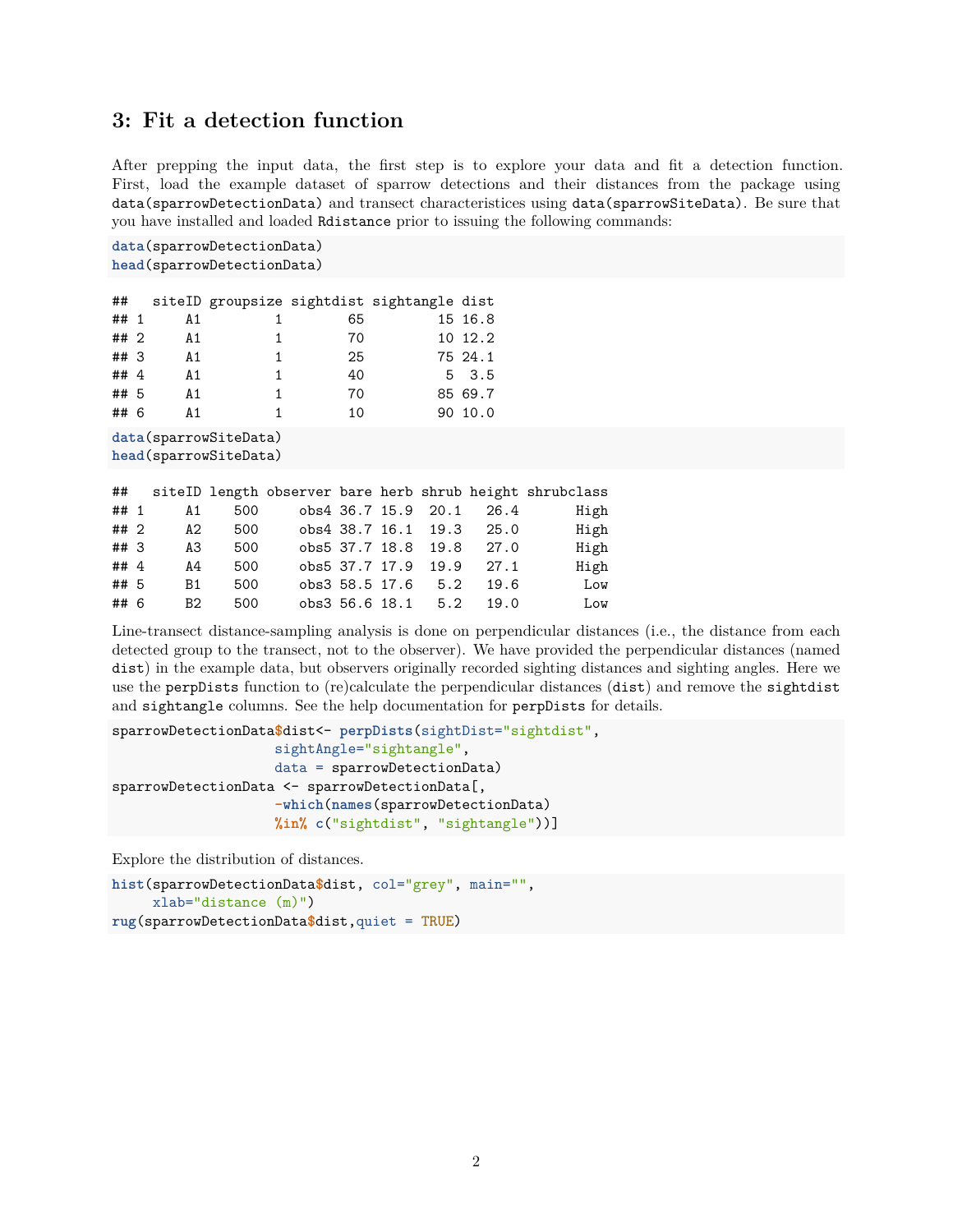## 3: Fit a detection function

After prepping the input data, the first step is to explore your data and fit a detection function. First, load the example dataset of sparrow detections and their distances from the package using `data(sparrowDetectionData)` and transect characteristices using `data(sparrowSiteData)`. Be sure that you have installed and loaded `Rdistance` prior to issuing the following commands:

```
data(sparrowDetectionData)
head(sparrowDetectionData)
```

```
##   siteID groupsize sightdist sightangle dist
## 1     A1         1        65         15 16.8
## 2     A1         1        70         10 12.2
## 3     A1         1        25         75 24.1
## 4     A1         1        40          5  3.5
## 5     A1         1        70         85 69.7
## 6     A1         1        10         90 10.0
```

```
data(sparrowSiteData)
head(sparrowSiteData)
```

```
##   siteID length observer bare herb shrub height shrubclass
## 1     A1    500     obs4 36.7 15.9  20.1   26.4       High
## 2     A2    500     obs4 38.7 16.1  19.3   25.0       High
## 3     A3    500     obs5 37.7 18.8  19.8   27.0       High
## 4     A4    500     obs5 37.7 17.9  19.9   27.1       High
## 5     B1    500     obs3 58.5 17.6   5.2   19.6        Low
## 6     B2    500     obs3 56.6 18.1   5.2   19.0        Low
```

Line-transect distance-sampling analysis is done on perpendicular distances (i.e., the distance from each detected group to the transect, not to the observer). We have provided the perpendicular distances (named `dist`) in the example data, but observers originally recorded sighting distances and sighting angles. Here we use the `perpDists` function to (re)calculate the perpendicular distances (`dist`) and remove the `sightdist` and `sightangle` columns. See the help documentation for `perpDists` for details.

```
sparrowDetectionData$dist<- perpDists(sightDist="sightdist",
                    sightAngle="sightangle",
                    data = sparrowDetectionData)
sparrowDetectionData <- sparrowDetectionData[,
                    -which(names(sparrowDetectionData)
                    %in% c("sightdist", "sightangle"))]
```

Explore the distribution of distances.

```
hist(sparrowDetectionData$dist, col="grey", main="",
     xlab="distance (m)")
rug(sparrowDetectionData$dist,quiet = TRUE)
```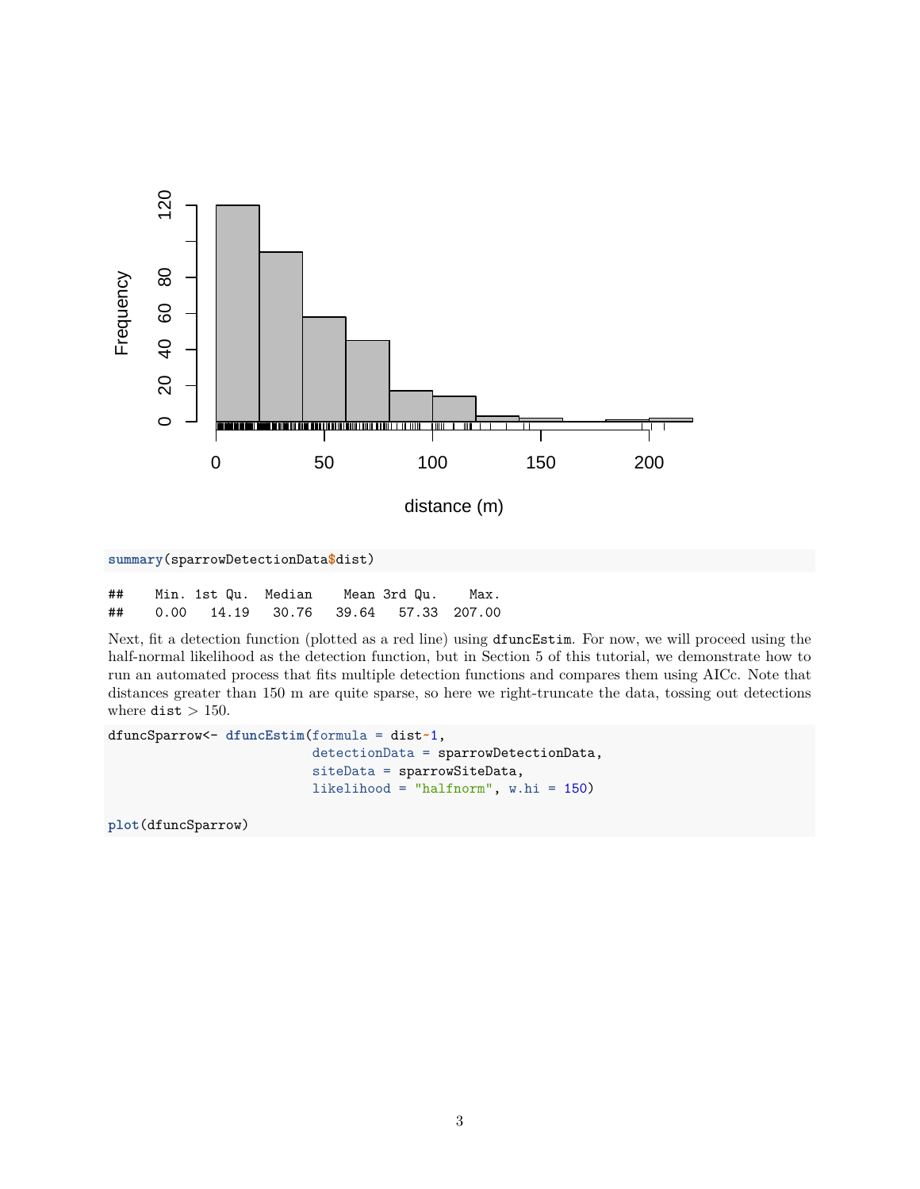```r
summary(sparrowDetectionData$dist)
```

```
##    Min. 1st Qu.  Median    Mean 3rd Qu.    Max.
##    0.00   14.19   30.76   39.64   57.33  207.00
```

Next, fit a detection function (plotted as a red line) using `dfuncEstim`. For now, we will proceed using the half-normal likelihood as the detection function, but in Section 5 of this tutorial, we demonstrate how to run an automated process that fits multiple detection functions and compares them using AICc. Note that distances greater than 150 m are quite sparse, so here we right-truncate the data, tossing out detections where `dist` > 150.

```r
dfuncSparrow<- dfuncEstim(formula = dist~1,
                          detectionData = sparrowDetectionData,
                          siteData = sparrowSiteData,
                          likelihood = "halfnorm", w.hi = 150)

plot(dfuncSparrow)
```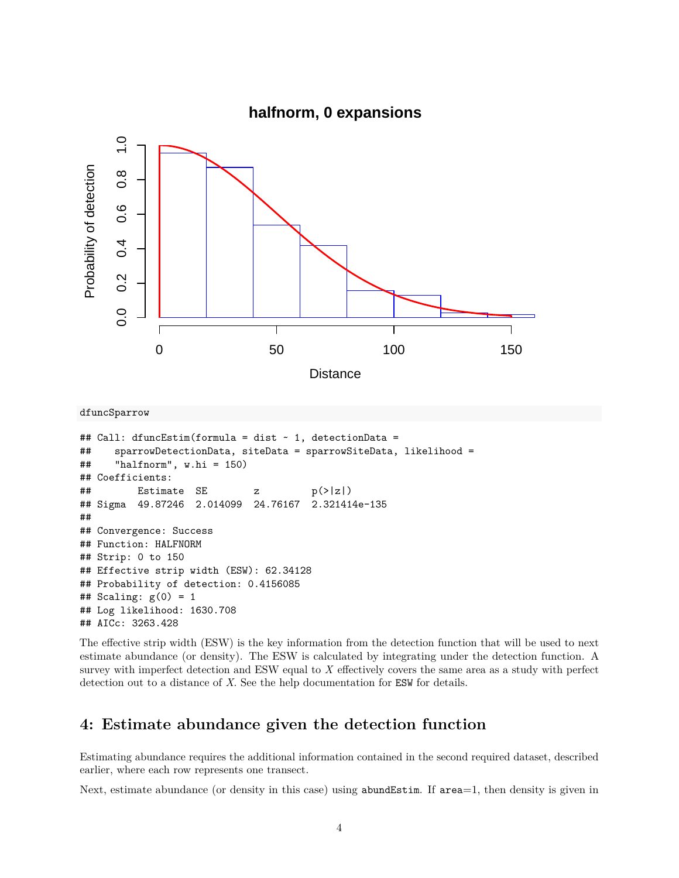```
dfuncSparrow
```

```
## Call: dfuncEstim(formula = dist ~ 1, detectionData =
##     sparrowDetectionData, siteData = sparrowSiteData, likelihood =
##     "halfnorm", w.hi = 150)
## Coefficients:
##        Estimate  SE        z         p(>|z|)
## Sigma  49.87246  2.014099  24.76167  2.321414e-135
##
## Convergence: Success
## Function: HALFNORM
## Strip: 0 to 150
## Effective strip width (ESW): 62.34128
## Probability of detection: 0.4156085
## Scaling: g(0) = 1
## Log likelihood: 1630.708
## AICc: 3263.428
```

The effective strip width (ESW) is the key information from the detection function that will be used to next estimate abundance (or density). The ESW is calculated by integrating under the detection function. A survey with imperfect detection and ESW equal to $X$ effectively covers the same area as a study with perfect detection out to a distance of $X$. See the help documentation for `ESW` for details.

## 4: Estimate abundance given the detection function

Estimating abundance requires the additional information contained in the second required dataset, described earlier, where each row represents one transect.

Next, estimate abundance (or density in this case) using `abundEstim`. If `area`=1, then density is given in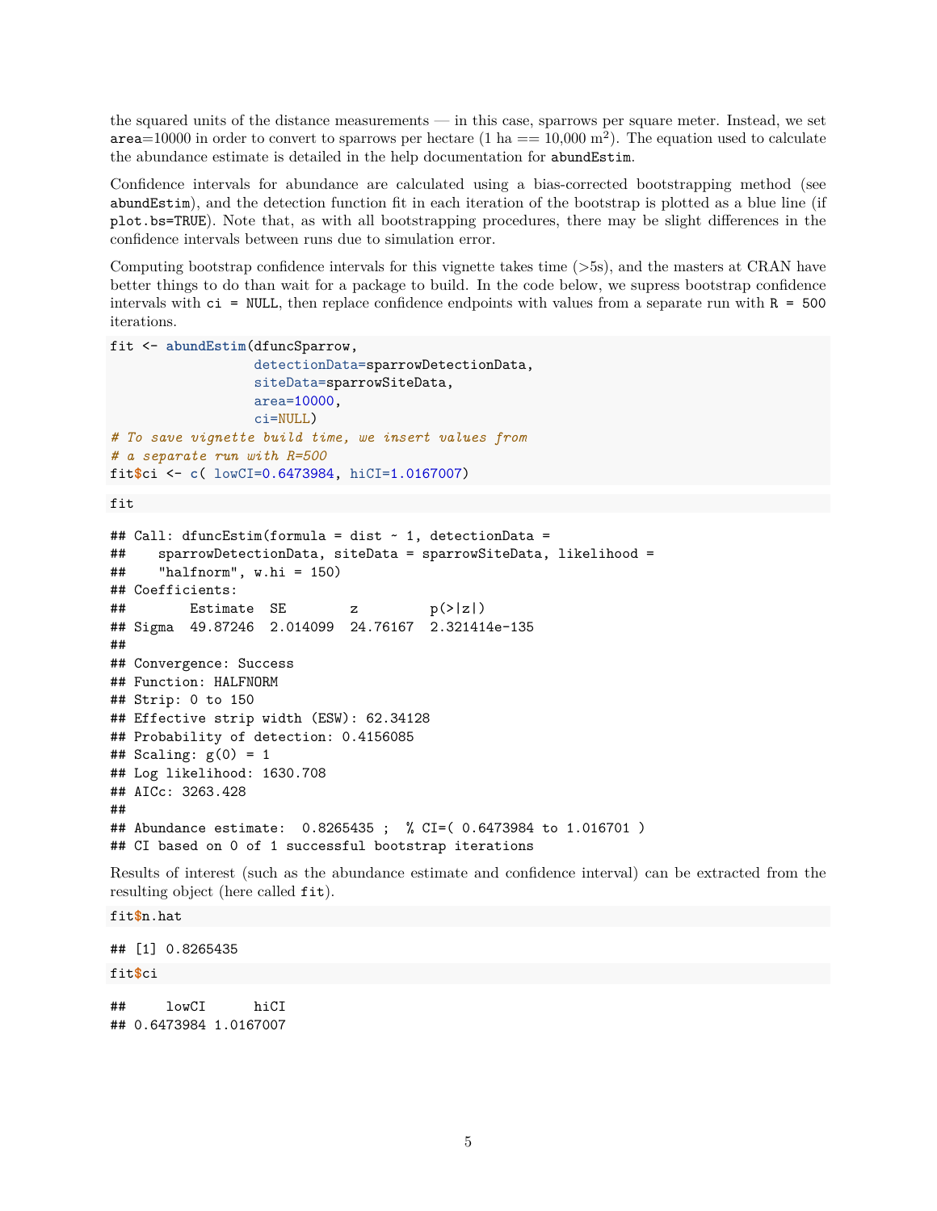the squared units of the distance measurements — in this case, sparrows per square meter. Instead, we set `area`=10000 in order to convert to sparrows per hectare (1 ha == 10,000 m$^2$). The equation used to calculate the abundance estimate is detailed in the help documentation for `abundEstim`.

Confidence intervals for abundance are calculated using a bias-corrected bootstrapping method (see `abundEstim`), and the detection function fit in each iteration of the bootstrap is plotted as a blue line (if `plot.bs=TRUE`). Note that, as with all bootstrapping procedures, there may be slight differences in the confidence intervals between runs due to simulation error.

Computing bootstrap confidence intervals for this vignette takes time (>5s), and the masters at CRAN have better things to do than wait for a package to build. In the code below, we supress bootstrap confidence intervals with `ci = NULL`, then replace confidence endpoints with values from a separate run with `R = 500` iterations.

```
fit <- abundEstim(dfuncSparrow,
                  detectionData=sparrowDetectionData,
                  siteData=sparrowSiteData,
                  area=10000,
                  ci=NULL)
# To save vignette build time, we insert values from
# a separate run with R=500
fit$ci <- c( lowCI=0.6473984, hiCI=1.0167007)
```

```
fit
```

```
## Call: dfuncEstim(formula = dist ~ 1, detectionData =
##    sparrowDetectionData, siteData = sparrowSiteData, likelihood =
##    "halfnorm", w.hi = 150)
## Coefficients:
##        Estimate  SE        z         p(>|z|)
## Sigma  49.87246  2.014099  24.76167  2.321414e-135
##
## Convergence: Success
## Function: HALFNORM
## Strip: 0 to 150
## Effective strip width (ESW): 62.34128
## Probability of detection: 0.4156085
## Scaling: g(0) = 1
## Log likelihood: 1630.708
## AICc: 3263.428
##
## Abundance estimate:  0.8265435 ;  % CI=( 0.6473984 to 1.016701 )
## CI based on 0 of 1 successful bootstrap iterations
```

Results of interest (such as the abundance estimate and confidence interval) can be extracted from the resulting object (here called `fit`).

```
fit$n.hat
```

```
## [1] 0.8265435
```

```
fit$ci
```

```
##     lowCI      hiCI
## 0.6473984 1.0167007
```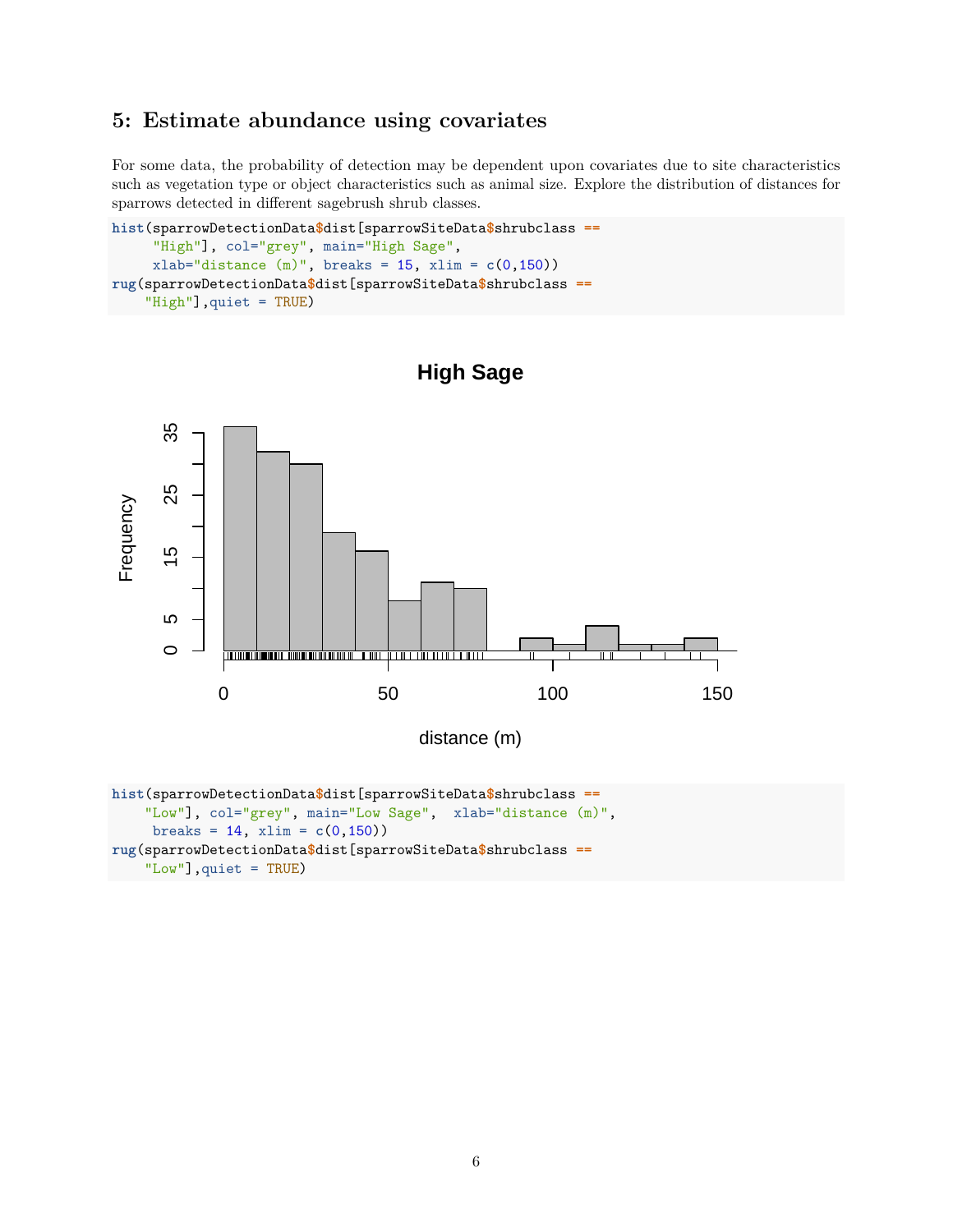## 5: Estimate abundance using covariates

For some data, the probability of detection may be dependent upon covariates due to site characteristics such as vegetation type or object characteristics such as animal size. Explore the distribution of distances for sparrows detected in different sagebrush shrub classes.

```
hist(sparrowDetectionData$dist[sparrowSiteData$shrubclass ==
     "High"], col="grey", main="High Sage",
     xlab="distance (m)", breaks = 15, xlim = c(0,150))
rug(sparrowDetectionData$dist[sparrowSiteData$shrubclass ==
    "High"],quiet = TRUE)
```

```
hist(sparrowDetectionData$dist[sparrowSiteData$shrubclass ==
    "Low"], col="grey", main="Low Sage",  xlab="distance (m)",
     breaks = 14, xlim = c(0,150))
rug(sparrowDetectionData$dist[sparrowSiteData$shrubclass ==
    "Low"],quiet = TRUE)
```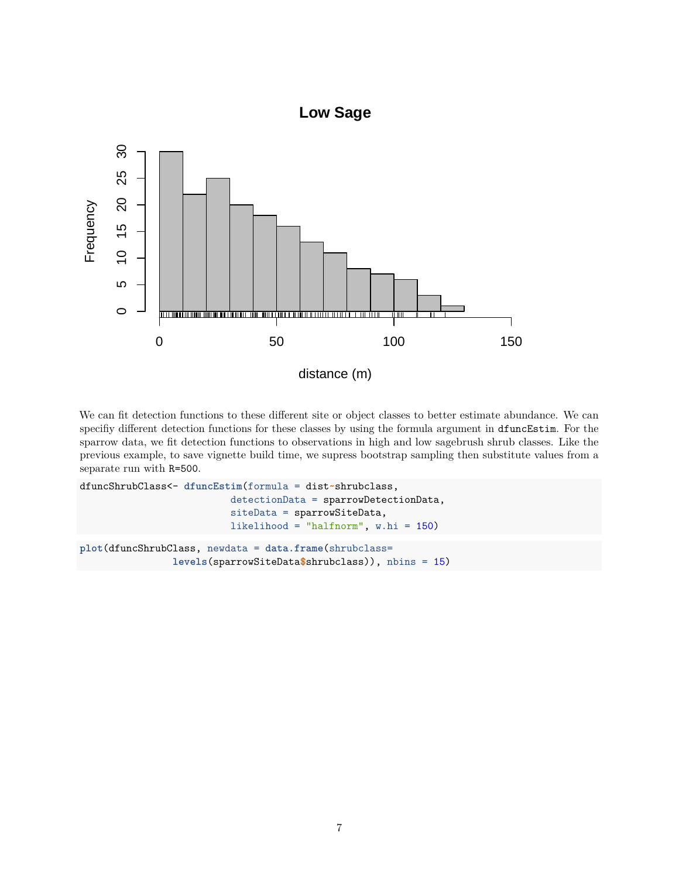We can fit detection functions to these different site or object classes to better estimate abundance. We can specifiy different detection functions for these classes by using the formula argument in `dfuncEstim`. For the sparrow data, we fit detection functions to observations in high and low sagebrush shrub classes. Like the previous example, to save vignette build time, we supress bootstrap sampling then substitute values from a separate run with `R=500`.

```
dfuncShrubClass<- dfuncEstim(formula = dist~shrubclass,
                            detectionData = sparrowDetectionData,
                            siteData = sparrowSiteData,
                            likelihood = "halfnorm", w.hi = 150)
```

```
plot(dfuncShrubClass, newdata = data.frame(shrubclass=
                levels(sparrowSiteData$shrubclass)), nbins = 15)
```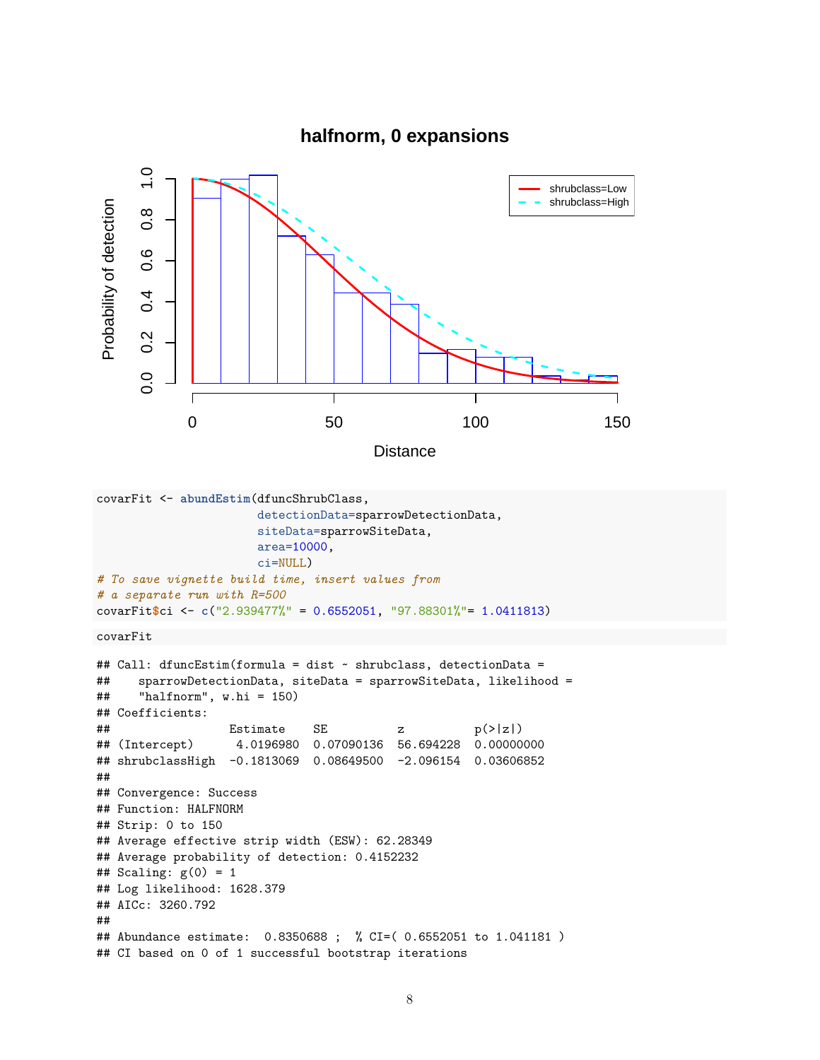```r
covarFit <- abundEstim(dfuncShrubClass,
                       detectionData=sparrowDetectionData,
                       siteData=sparrowSiteData,
                       area=10000,
                       ci=NULL)
# To save vignette build time, insert values from
# a separate run with R=500
covarFit$ci <- c("2.939477%" = 0.6552051, "97.88301%"= 1.0411813)
```

```r
covarFit
```

```
## Call: dfuncEstim(formula = dist ~ shrubclass, detectionData =
##     sparrowDetectionData, siteData = sparrowSiteData, likelihood =
##     "halfnorm", w.hi = 150)
## Coefficients:
##                  Estimate    SE          z          p(>|z|)
## (Intercept)       4.0196980  0.07090136  56.694228  0.00000000
## shrubclassHigh   -0.1813069  0.08649500  -2.096154  0.03606852
##
## Convergence: Success
## Function: HALFNORM
## Strip: 0 to 150
## Average effective strip width (ESW): 62.28349
## Average probability of detection: 0.4152232
## Scaling: g(0) = 1
## Log likelihood: 1628.379
## AICc: 3260.792
##
## Abundance estimate:  0.8350688 ;  % CI=( 0.6552051 to 1.041181 )
## CI based on 0 of 1 successful bootstrap iterations
```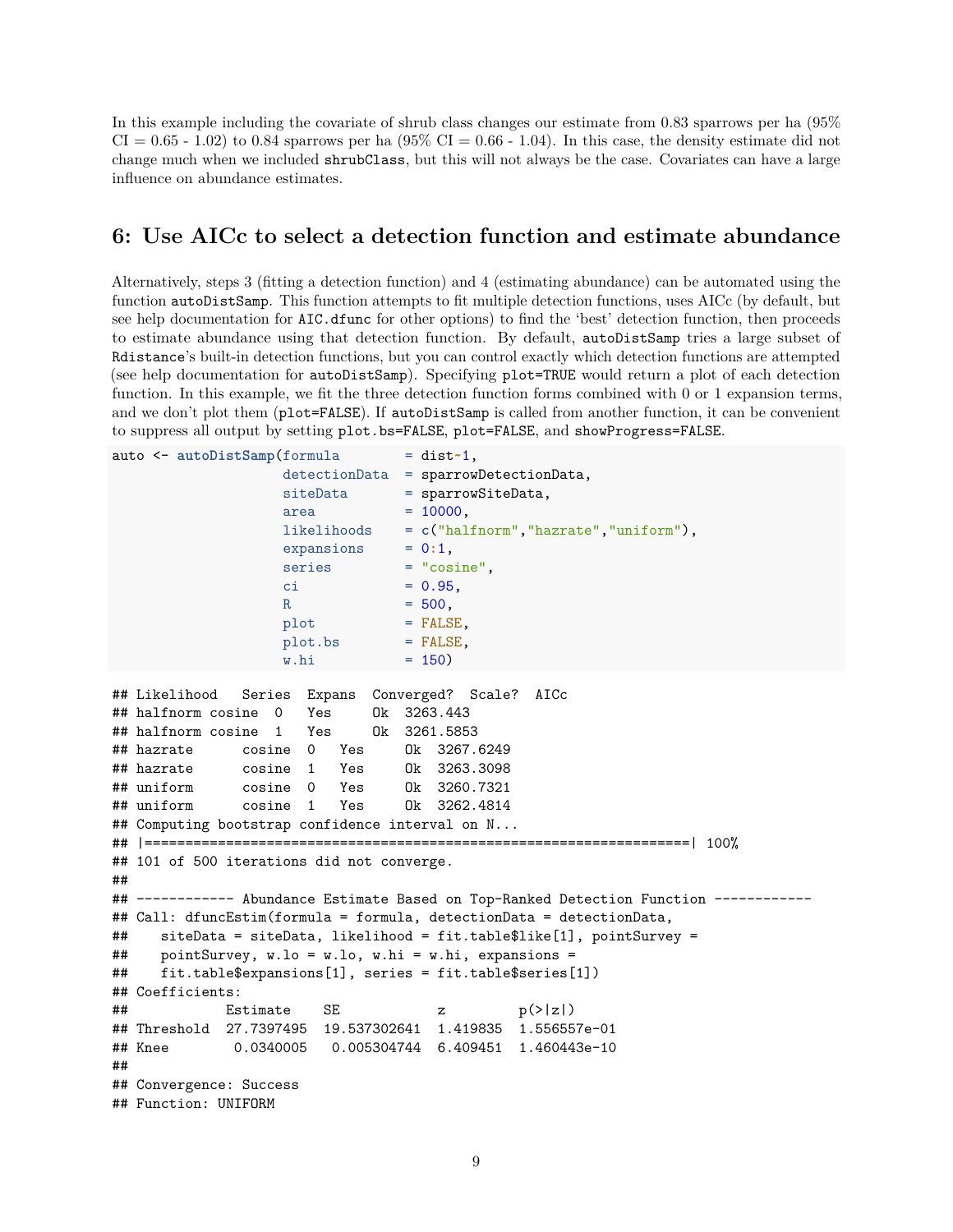In this example including the covariate of shrub class changes our estimate from 0.83 sparrows per ha (95% CI = 0.65 - 1.02) to 0.84 sparrows per ha (95% CI = 0.66 - 1.04). In this case, the density estimate did not change much when we included `shrubClass`, but this will not always be the case. Covariates can have a large influence on abundance estimates.

## 6: Use AICc to select a detection function and estimate abundance

Alternatively, steps 3 (fitting a detection function) and 4 (estimating abundance) can be automated using the function `autoDistSamp`. This function attempts to fit multiple detection functions, uses AICc (by default, but see help documentation for `AIC.dfunc` for other options) to find the 'best' detection function, then proceeds to estimate abundance using that detection function. By default, `autoDistSamp` tries a large subset of `Rdistance`'s built-in detection functions, but you can control exactly which detection functions are attempted (see help documentation for `autoDistSamp`). Specifying `plot=TRUE` would return a plot of each detection function. In this example, we fit the three detection function forms combined with 0 or 1 expansion terms, and we don't plot them (`plot=FALSE`). If `autoDistSamp` is called from another function, it can be convenient to suppress all output by setting `plot.bs=FALSE`, `plot=FALSE`, and `showProgress=FALSE`.

```
auto <- autoDistSamp(formula        = dist~1,
                     detectionData  = sparrowDetectionData,
                     siteData       = sparrowSiteData,
                     area           = 10000,
                     likelihoods    = c("halfnorm","hazrate","uniform"),
                     expansions     = 0:1,
                     series         = "cosine",
                     ci             = 0.95,
                     R              = 500,
                     plot           = FALSE,
                     plot.bs        = FALSE,
                     w.hi           = 150)
```

```
## Likelihood   Series  Expans  Converged?  Scale?  AICc
## halfnorm cosine  0   Yes     Ok  3263.443
## halfnorm cosine  1   Yes     Ok  3261.5853
## hazrate      cosine  0   Yes     Ok  3267.6249
## hazrate      cosine  1   Yes     Ok  3263.3098
## uniform      cosine  0   Yes     Ok  3260.7321
## uniform      cosine  1   Yes     Ok  3262.4814
## Computing bootstrap confidence interval on N...
## |==================================================================| 100%
## 101 of 500 iterations did not converge.
##
## ------------ Abundance Estimate Based on Top-Ranked Detection Function ------------
## Call: dfuncEstim(formula = formula, detectionData = detectionData,
##    siteData = siteData, likelihood = fit.table$like[1], pointSurvey =
##    pointSurvey, w.lo = w.lo, w.hi = w.hi, expansions =
##    fit.table$expansions[1], series = fit.table$series[1])
## Coefficients:
##           Estimate    SE           z         p(>|z|)
## Threshold  27.7397495  19.537302641  1.419835  1.556557e-01
## Knee        0.0340005   0.005304744  6.409451  1.460443e-10
##
## Convergence: Success
## Function: UNIFORM
```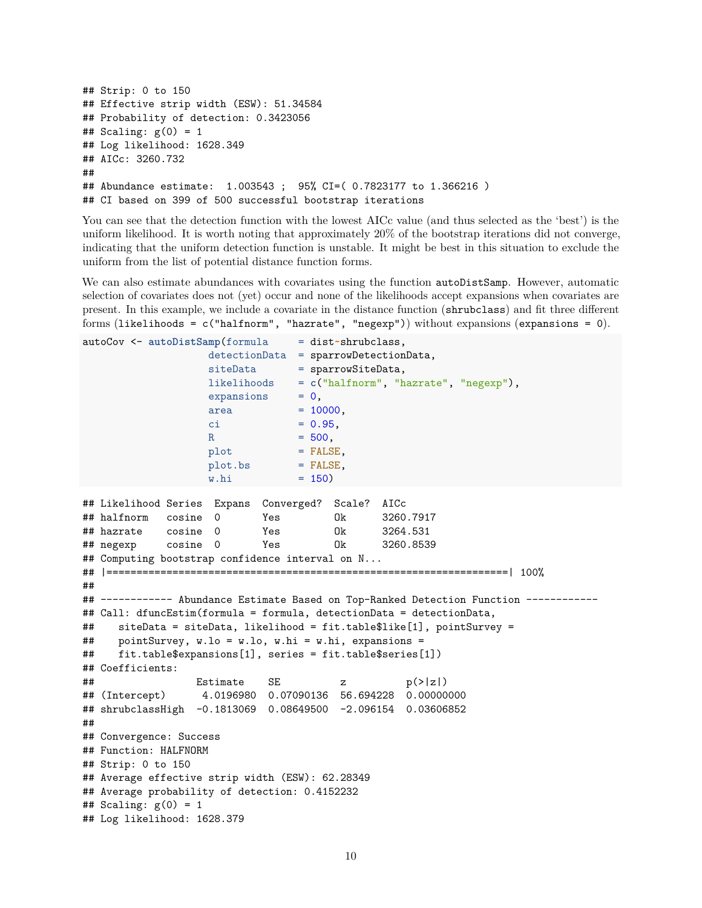```
## Strip: 0 to 150
## Effective strip width (ESW): 51.34584
## Probability of detection: 0.3423056
## Scaling: g(0) = 1
## Log likelihood: 1628.349
## AICc: 3260.732
##
## Abundance estimate:  1.003543 ;  95% CI=( 0.7823177 to 1.366216 )
## CI based on 399 of 500 successful bootstrap iterations
```

You can see that the detection function with the lowest AICc value (and thus selected as the 'best') is the uniform likelihood. It is worth noting that approximately 20% of the bootstrap iterations did not converge, indicating that the uniform detection function is unstable. It might be best in this situation to exclude the uniform from the list of potential distance function forms.

We can also estimate abundances with covariates using the function `autoDistSamp`. However, automatic selection of covariates does not (yet) occur and none of the likelihoods accept expansions when covariates are present. In this example, we include a covariate in the distance function (`shrubclass`) and fit three different forms (`likelihoods = c("halfnorm", "hazrate", "negexp")`) without expansions (`expansions = 0`).

```
autoCov <- autoDistSamp(formula       = dist~shrubclass,
                        detectionData  = sparrowDetectionData,
                        siteData       = sparrowSiteData,
                        likelihoods    = c("halfnorm", "hazrate", "negexp"),
                        expansions     = 0,
                        area           = 10000,
                        ci             = 0.95,
                        R              = 500,
                        plot           = FALSE,
                        plot.bs        = FALSE,
                        w.hi           = 150)
```

```
## Likelihood Series  Expans  Converged?  Scale?  AICc
## halfnorm   cosine  0       Yes         Ok      3260.7917
## hazrate    cosine  0       Yes         Ok      3264.531
## negexp     cosine  0       Yes         Ok      3260.8539
## Computing bootstrap confidence interval on N...
## |==================================================================| 100%
##
## ------------ Abundance Estimate Based on Top-Ranked Detection Function ------------
## Call: dfuncEstim(formula = formula, detectionData = detectionData,
##    siteData = siteData, likelihood = fit.table$like[1], pointSurvey =
##    pointSurvey, w.lo = w.lo, w.hi = w.hi, expansions =
##    fit.table$expansions[1], series = fit.table$series[1])
## Coefficients:
##                 Estimate    SE          z          p(>|z|)
## (Intercept)      4.0196980  0.07090136  56.694228  0.00000000
## shrubclassHigh  -0.1813069  0.08649500  -2.096154  0.03606852
##
## Convergence: Success
## Function: HALFNORM
## Strip: 0 to 150
## Average effective strip width (ESW): 62.28349
## Average probability of detection: 0.4152232
## Scaling: g(0) = 1
## Log likelihood: 1628.379
```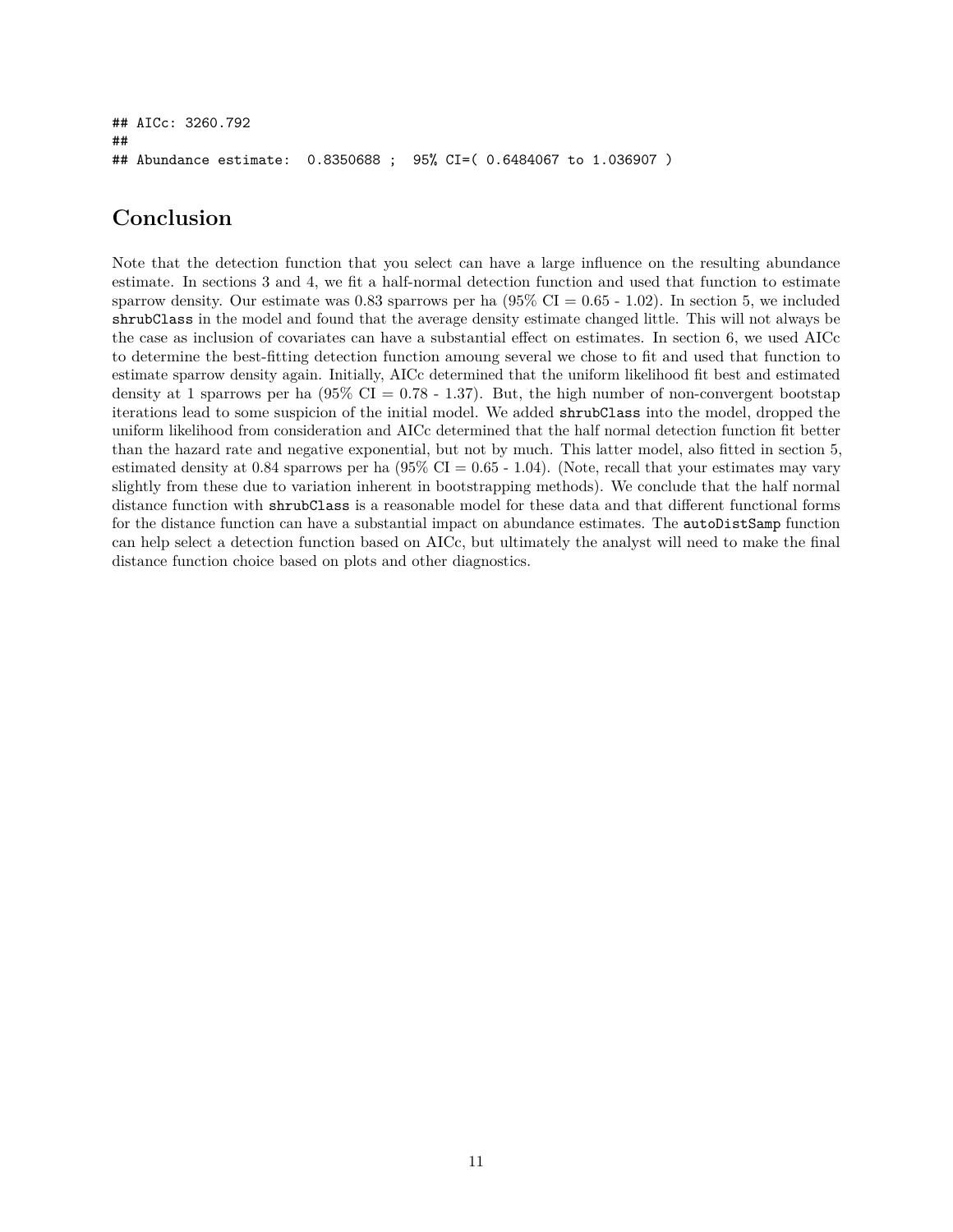```
## AICc: 3260.792
##
## Abundance estimate:  0.8350688 ;  95% CI=( 0.6484067 to 1.036907 )
```

## Conclusion

Note that the detection function that you select can have a large influence on the resulting abundance estimate. In sections 3 and 4, we fit a half-normal detection function and used that function to estimate sparrow density. Our estimate was 0.83 sparrows per ha (95% CI = 0.65 - 1.02). In section 5, we included `shrubClass` in the model and found that the average density estimate changed little. This will not always be the case as inclusion of covariates can have a substantial effect on estimates. In section 6, we used AICc to determine the best-fitting detection function amoung several we chose to fit and used that function to estimate sparrow density again. Initially, AICc determined that the uniform likelihood fit best and estimated density at 1 sparrows per ha (95% CI = 0.78 - 1.37). But, the high number of non-convergent bootstap iterations lead to some suspicion of the initial model. We added `shrubClass` into the model, dropped the uniform likelihood from consideration and AICc determined that the half normal detection function fit better than the hazard rate and negative exponential, but not by much. This latter model, also fitted in section 5, estimated density at 0.84 sparrows per ha (95% CI = 0.65 - 1.04). (Note, recall that your estimates may vary slightly from these due to variation inherent in bootstrapping methods). We conclude that the half normal distance function with `shrubClass` is a reasonable model for these data and that different functional forms for the distance function can have a substantial impact on abundance estimates. The `autoDistSamp` function can help select a detection function based on AICc, but ultimately the analyst will need to make the final distance function choice based on plots and other diagnostics.